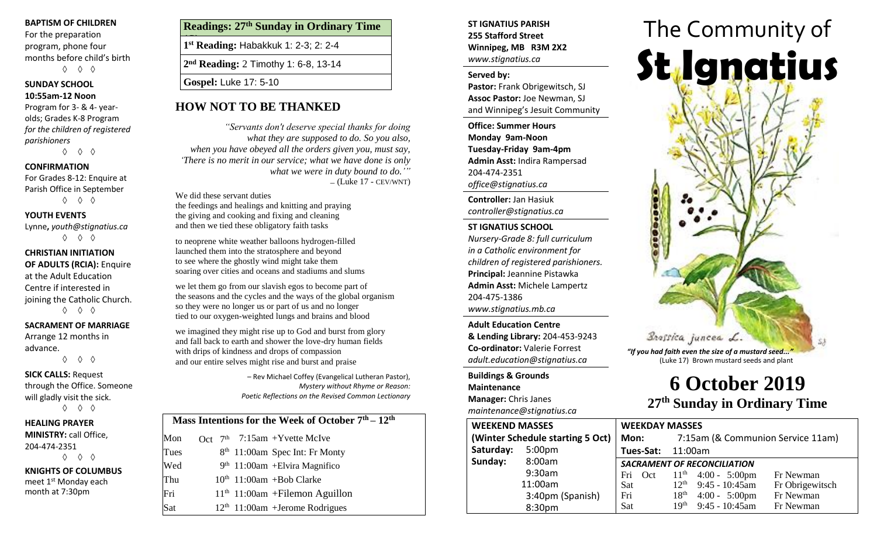**BAPTISM OF CHILDREN**
For the preparation program, phone four months before child's birth

◊ ◊ ◊

**SUNDAY SCHOOL**
**10:55am-12 Noon**
Program for 3- & 4- year-olds; Grades K-8 Program *for the children of registered parishioners*

◊ ◊ ◊

**CONFIRMATION**
For Grades 8-12: Enquire at Parish Office in September

◊ ◊ ◊

**YOUTH EVENTS**
Lynne, *youth@stignatius.ca*

◊ ◊ ◊

**CHRISTIAN INITIATION OF ADULTS (RCIA):** Enquire at the Adult Education Centre if interested in joining the Catholic Church.

◊ ◊ ◊

**SACRAMENT OF MARRIAGE**
Arrange 12 months in advance.

◊ ◊ ◊

**SICK CALLS:** Request through the Office. Someone will gladly visit the sick.

◊ ◊ ◊

**HEALING PRAYER MINISTRY:** call Office, 204-474-2351

◊ ◊ ◊

**KNIGHTS OF COLUMBUS**
meet 1st Monday each month at 7:30pm

| **Readings: 27th Sunday in Ordinary Time** |
|---|
| **1st Reading:** Habakkuk 1: 2-3; 2: 2-4 |
| **2nd Reading:** 2 Timothy 1: 6-8, 13-14 |
| **Gospel:** Luke 17: 5-10 |

## HOW NOT TO BE THANKED

*"Servants don't deserve special thanks for doing what they are supposed to do. So you also, when you have obeyed all the orders given you, must say, 'There is no merit in our service; what we have done is only what we were in duty bound to do.'"*
– (Luke 17 - CEV/WNT)

We did these servant duties
the feedings and healings and knitting and praying
the giving and cooking and fixing and cleaning
and then we tied these obligatory faith tasks

to neoprene white weather balloons hydrogen-filled
launched them into the stratosphere and beyond
to see where the ghostly wind might take them
soaring over cities and oceans and stadiums and slums

we let them go from our slavish egos to become part of
the seasons and the cycles and the ways of the global organism
so they were no longer us or part of us and no longer
tied to our oxygen-weighted lungs and brains and blood

we imagined they might rise up to God and burst from glory
and fall back to earth and shower the love-dry human fields
with drips of kindness and drops of compassion
and our entire selves might rise and burst and praise

– Rev Michael Coffey (Evangelical Lutheran Pastor), *Mystery without Rhyme or Reason: Poetic Reflections on the Revised Common Lectionary*

| **Mass Intentions for the Week of October 7th – 12th** | | |
|---|---|---|
| Mon | Oct 7th | 7:15am +Yvette McIve |
| Tues | 8th | 11:00am Spec Int: Fr Monty |
| Wed | 9th | 11:00am +Elvira Magnifico |
| Thu | 10th | 11:00am +Bob Clarke |
| Fri | 11th | 11:00am +Filemon Aguillon |
| Sat | 12th | 11:00am +Jerome Rodrigues |

**ST IGNATIUS PARISH**
**255 Stafford Street**
**Winnipeg, MB R3M 2X2**
*www.stignatius.ca*

**Served by:**
**Pastor:** Frank Obrigewitsch, SJ
**Assoc Pastor:** Joe Newman, SJ
and Winnipeg's Jesuit Community

**Office: Summer Hours**
**Monday 9am-Noon**
**Tuesday-Friday 9am-4pm**
**Admin Asst:** Indira Rampersad
204-474-2351
*office@stignatius.ca*

**Controller:** Jan Hasiuk
*controller@stignatius.ca*

**ST IGNATIUS SCHOOL**
*Nursery-Grade 8: full curriculum in a Catholic environment for children of registered parishioners.*
**Principal:** Jeannine Pistawka
**Admin Asst:** Michele Lampertz
204-475-1386
*www.stignatius.mb.ca*

**Adult Education Centre & Lending Library:** 204-453-9243
**Co-ordinator:** Valerie Forrest
*adult.education@stignatius.ca*

**Buildings & Grounds Maintenance Manager:** Chris Janes
*maintenance@stignatius.ca*

# The Community of St Ignatius

Brassica juncea L.

*"If you had faith even the size of a mustard seed..."* (Luke 17) Brown mustard seeds and plant

# 6 October 2019
## 27th Sunday in Ordinary Time

**WEEKEND MASSES**
**(Winter Schedule starting 5 Oct)**

| | |
|---|---|
| **Saturday:** | 5:00pm |
| **Sunday:** | 8:00am |
| | 9:30am |
| | 11:00am |
| | 3:40pm (Spanish) |
| | 8:30pm |

**WEEKDAY MASSES**
**Mon:** 7:15am (& Communion Service 11am)
**Tues-Sat:** 11:00am

***SACRAMENT OF RECONCILIATION***

| | | | |
|---|---|---|---|
| Fri Oct | 11th | 4:00 - 5:00pm | Fr Newman |
| Sat | 12th | 9:45 - 10:45am | Fr Obrigewitsch |
| Fri | 18th | 4:00 - 5:00pm | Fr Newman |
| Sat | 19th | 9:45 - 10:45am | Fr Newman |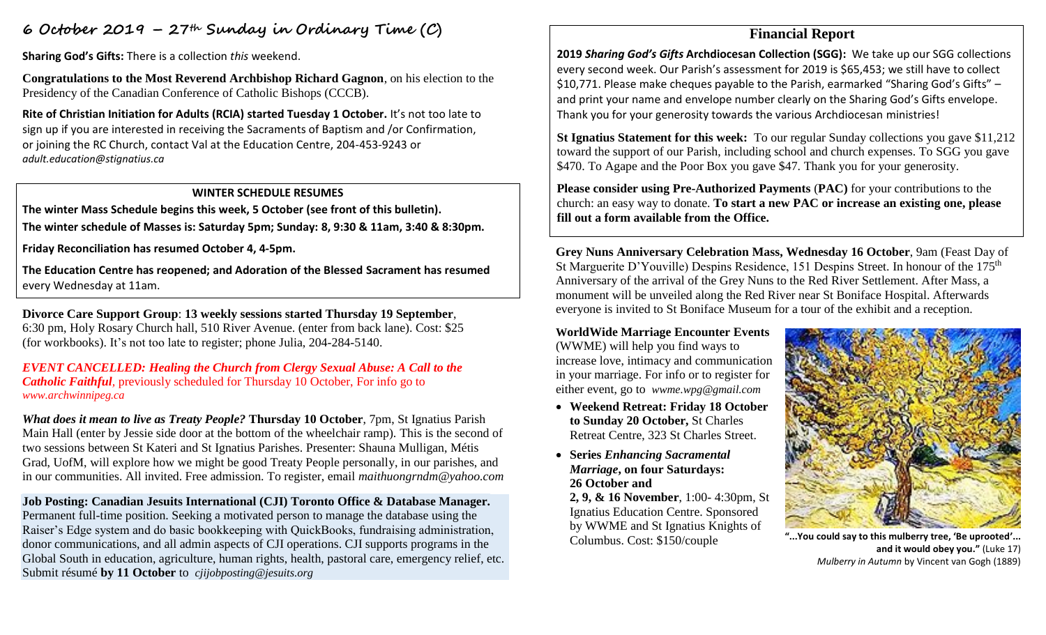# 6 October 2019 – 27th Sunday in Ordinary Time (C)

**Sharing God's Gifts:** There is a collection *this* weekend.

**Congratulations to the Most Reverend Archbishop Richard Gagnon**, on his election to the Presidency of the Canadian Conference of Catholic Bishops (CCCB).

**Rite of Christian Initiation for Adults (RCIA) started Tuesday 1 October.** It's not too late to sign up if you are interested in receiving the Sacraments of Baptism and /or Confirmation, or joining the RC Church, contact Val at the Education Centre, 204-453-9243 or *adult.education@stignatius.ca*

**WINTER SCHEDULE RESUMES**

**The winter Mass Schedule begins this week, 5 October (see front of this bulletin).**

**The winter schedule of Masses is: Saturday 5pm; Sunday: 8, 9:30 & 11am, 3:40 & 8:30pm.**

**Friday Reconciliation has resumed October 4, 4-5pm.**

**The Education Centre has reopened; and Adoration of the Blessed Sacrament has resumed** every Wednesday at 11am.

**Divorce Care Support Group**: **13 weekly sessions started Thursday 19 September**, 6:30 pm, Holy Rosary Church hall, 510 River Avenue. (enter from back lane). Cost: $25 (for workbooks). It's not too late to register; phone Julia, 204-284-5140.

***EVENT CANCELLED: Healing the Church from Clergy Sexual Abuse: A Call to the Catholic Faithful***, previously scheduled for Thursday 10 October, For info go to *www.archwinnipeg.ca*

***What does it mean to live as Treaty People?*** **Thursday 10 October**, 7pm, St Ignatius Parish Main Hall (enter by Jessie side door at the bottom of the wheelchair ramp). This is the second of two sessions between St Kateri and St Ignatius Parishes. Presenter: Shauna Mulligan, Métis Grad, UofM, will explore how we might be good Treaty People personally, in our parishes, and in our communities. All invited. Free admission. To register, email *maithuongrndm@yahoo.com*

**Job Posting: Canadian Jesuits International (CJI) Toronto Office & Database Manager.** Permanent full-time position. Seeking a motivated person to manage the database using the Raiser's Edge system and do basic bookkeeping with QuickBooks, fundraising administration, donor communications, and all admin aspects of CJI operations. CJI supports programs in the Global South in education, agriculture, human rights, health, pastoral care, emergency relief, etc. Submit résumé **by 11 October** to *cjijobposting@jesuits.org*

## Financial Report

**2019 *Sharing God's Gifts* Archdiocesan Collection (SGG):** We take up our SGG collections every second week. Our Parish's assessment for 2019 is $65,453; we still have to collect $10,771. Please make cheques payable to the Parish, earmarked "Sharing God's Gifts" – and print your name and envelope number clearly on the Sharing God's Gifts envelope. Thank you for your generosity towards the various Archdiocesan ministries!

**St Ignatius Statement for this week:** To our regular Sunday collections you gave $11,212 toward the support of our Parish, including school and church expenses. To SGG you gave $470. To Agape and the Poor Box you gave $47. Thank you for your generosity.

**Please consider using Pre-Authorized Payments** (**PAC)** for your contributions to the church: an easy way to donate. **To start a new PAC or increase an existing one, please fill out a form available from the Office.**

**Grey Nuns Anniversary Celebration Mass, Wednesday 16 October**, 9am (Feast Day of St Marguerite D'Youville) Despins Residence, 151 Despins Street. In honour of the 175th Anniversary of the arrival of the Grey Nuns to the Red River Settlement. After Mass, a monument will be unveiled along the Red River near St Boniface Hospital. Afterwards everyone is invited to St Boniface Museum for a tour of the exhibit and a reception.

**WorldWide Marriage Encounter Events** (WWME) will help you find ways to increase love, intimacy and communication in your marriage. For info or to register for either event, go to *wwme.wpg@gmail.com*

- **Weekend Retreat: Friday 18 October to Sunday 20 October,** St Charles Retreat Centre, 323 St Charles Street.
- **Series *Enhancing Sacramental Marriage*, on four Saturdays: 26 October and 2, 9, & 16 November**, 1:00- 4:30pm, St Ignatius Education Centre. Sponsored by WWME and St Ignatius Knights of Columbus. Cost: $150/couple

**"...You could say to this mulberry tree, 'Be uprooted'... and it would obey you."** (Luke 17)
*Mulberry in Autumn* by Vincent van Gogh (1889)